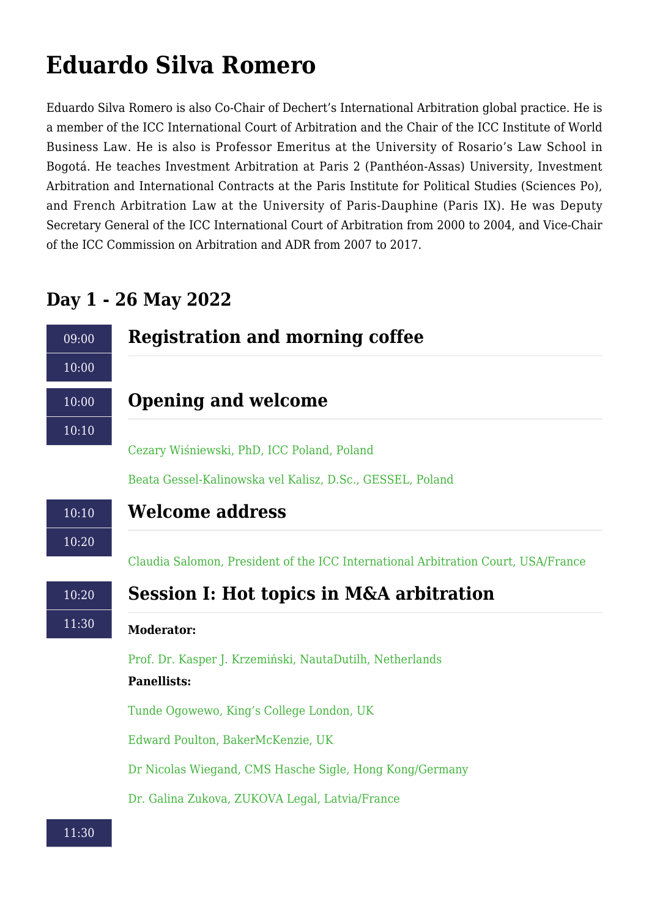# Eduardo Silva Romero

Eduardo Silva Romero is also Co-Chair of Dechert's International Arbitration global practice. He is a member of the ICC International Court of Arbitration and the Chair of the ICC Institute of World Business Law. He is also is Professor Emeritus at the University of Rosario's Law School in Bogotá. He teaches Investment Arbitration at Paris 2 (Panthéon-Assas) University, Investment Arbitration and International Contracts at the Paris Institute for Political Studies (Sciences Po), and French Arbitration Law at the University of Paris-Dauphine (Paris IX). He was Deputy Secretary General of the ICC International Court of Arbitration from 2000 to 2004, and Vice-Chair of the ICC Commission on Arbitration and ADR from 2007 to 2017.

## Day 1 - 26 May 2022

09:00
10:00

### Registration and morning coffee

10:00
10:10

### Opening and welcome

Cezary Wiśniewski, PhD, ICC Poland, Poland

Beata Gessel-Kalinowska vel Kalisz, D.Sc., GESSEL, Poland

10:10
10:20

### Welcome address

Claudia Salomon, President of the ICC International Arbitration Court, USA/France

10:20
11:30

### Session I: Hot topics in M&A arbitration

**Moderator:**

Prof. Dr. Kasper J. Krzemiński, NautaDutilh, Netherlands

**Panellists:**

Tunde Ogowewo, King's College London, UK

Edward Poulton, BakerMcKenzie, UK

Dr Nicolas Wiegand, CMS Hasche Sigle, Hong Kong/Germany

Dr. Galina Zukova, ZUKOVA Legal, Latvia/France

11:30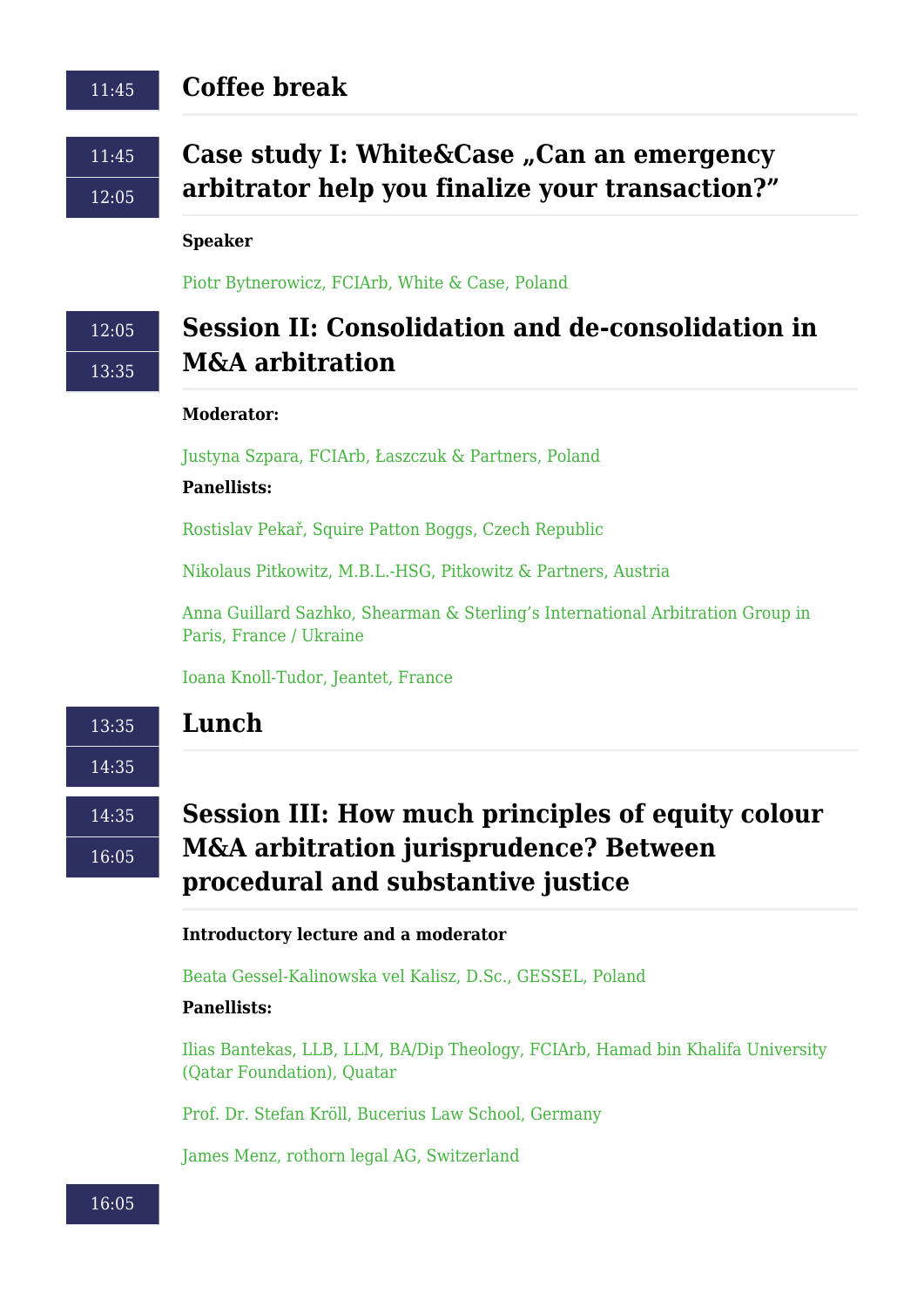11:45

## Coffee break

11:45
12:05

## Case study I: White&Case „Can an emergency arbitrator help you finalize your transaction?"

**Speaker**

Piotr Bytnerowicz, FCIArb, White & Case, Poland

12:05
13:35

## Session II: Consolidation and de-consolidation in M&A arbitration

**Moderator:**

Justyna Szpara, FCIArb, Łaszczuk & Partners, Poland

**Panellists:**

Rostislav Pekař, Squire Patton Boggs, Czech Republic

Nikolaus Pitkowitz, M.B.L.-HSG, Pitkowitz & Partners, Austria

Anna Guillard Sazhko, Shearman & Sterling's International Arbitration Group in Paris, France / Ukraine

Ioana Knoll-Tudor, Jeantet, France

13:35
14:35

## Lunch

14:35
16:05

## Session III: How much principles of equity colour M&A arbitration jurisprudence? Between procedural and substantive justice

**Introductory lecture and a moderator**

Beata Gessel-Kalinowska vel Kalisz, D.Sc., GESSEL, Poland

**Panellists:**

Ilias Bantekas, LLB, LLM, BA/Dip Theology, FCIArb, Hamad bin Khalifa University (Qatar Foundation), Quatar

Prof. Dr. Stefan Kröll, Bucerius Law School, Germany

James Menz, rothorn legal AG, Switzerland

16:05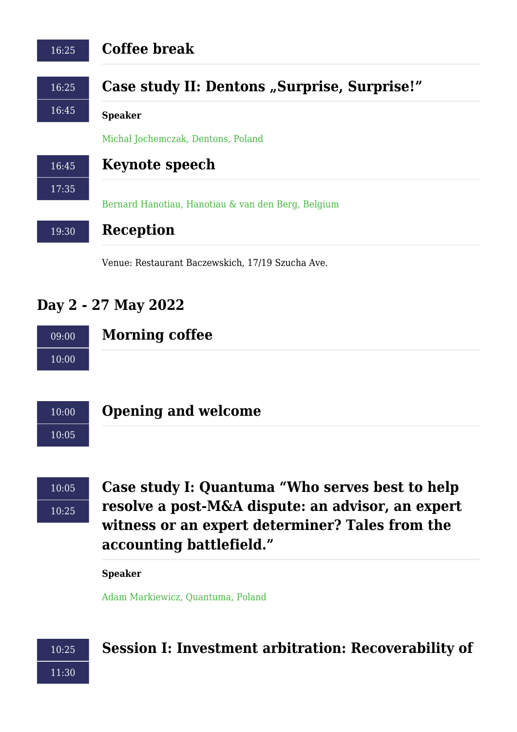16:25

## Coffee break

16:25
16:45

## Case study II: Dentons „Surprise, Surprise!"

**Speaker**

Michał Jochemczak, Dentons, Poland

16:45
17:35

## Keynote speech

Bernard Hanotiau, Hanotiau & van den Berg, Belgium

19:30

## Reception

Venue: Restaurant Baczewskich, 17/19 Szucha Ave.

# Day 2 - 27 May 2022

09:00
10:00

## Morning coffee

10:00
10:05

## Opening and welcome

10:05
10:25

## Case study I: Quantuma "Who serves best to help resolve a post-M&A dispute: an advisor, an expert witness or an expert determiner? Tales from the accounting battlefield."

**Speaker**

Adam Markiewicz, Quantuma, Poland

10:25
11:30

## Session I: Investment arbitration: Recoverability of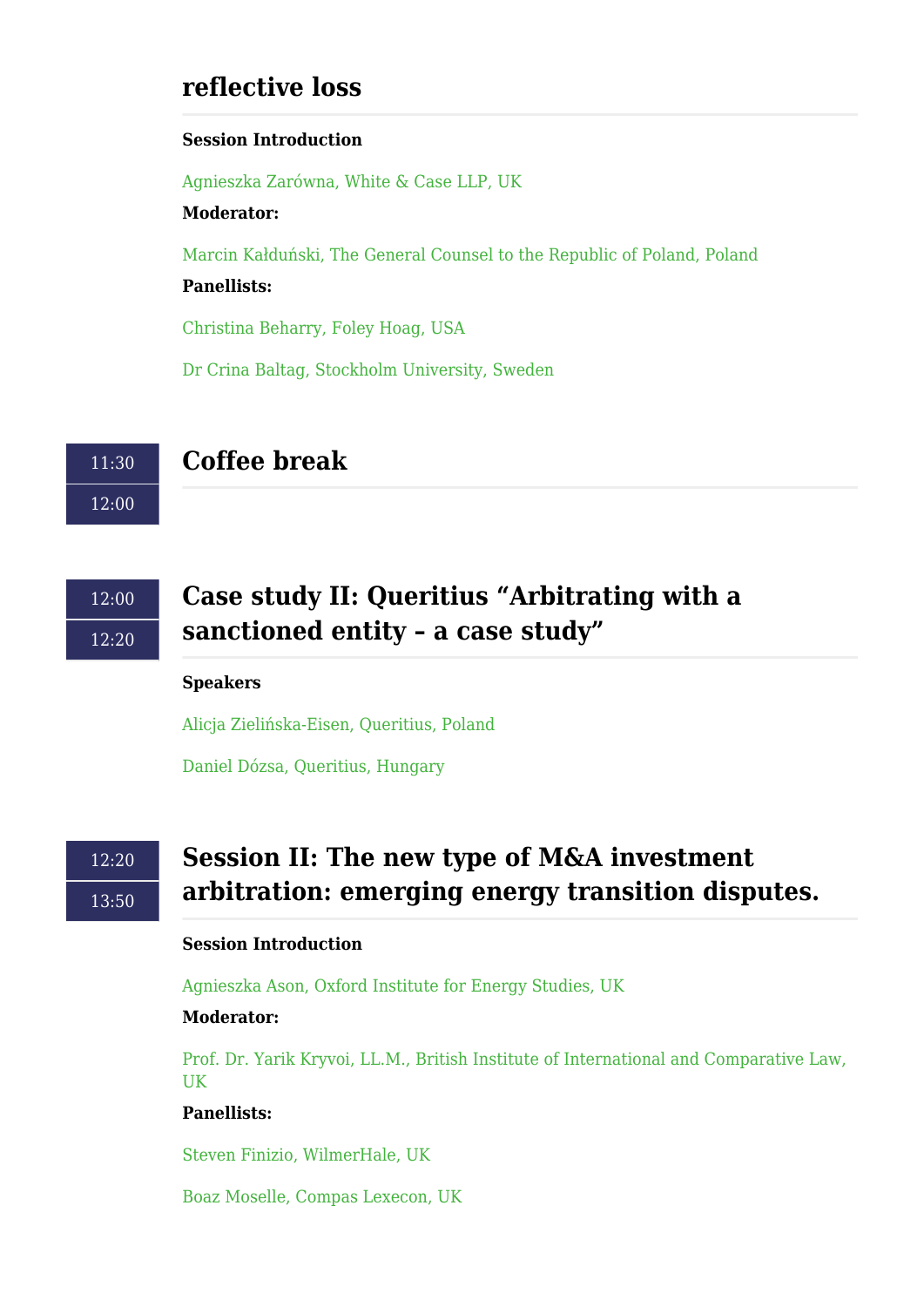## reflective loss

**Session Introduction**

Agnieszka Zarówna, White & Case LLP, UK

**Moderator:**

Marcin Kałduński, The General Counsel to the Republic of Poland, Poland

**Panellists:**

Christina Beharry, Foley Hoag, USA

Dr Crina Baltag, Stockholm University, Sweden

11:30
12:00

## Coffee break

12:00
12:20

## Case study II: Queritius "Arbitrating with a sanctioned entity – a case study"

**Speakers**

Alicja Zielińska-Eisen, Queritius, Poland

Daniel Dózsa, Queritius, Hungary

12:20
13:50

## Session II: The new type of M&A investment arbitration: emerging energy transition disputes.

**Session Introduction**

Agnieszka Ason, Oxford Institute for Energy Studies, UK

**Moderator:**

Prof. Dr. Yarik Kryvoi, LL.M., British Institute of International and Comparative Law, UK

**Panellists:**

Steven Finizio, WilmerHale, UK

Boaz Moselle, Compas Lexecon, UK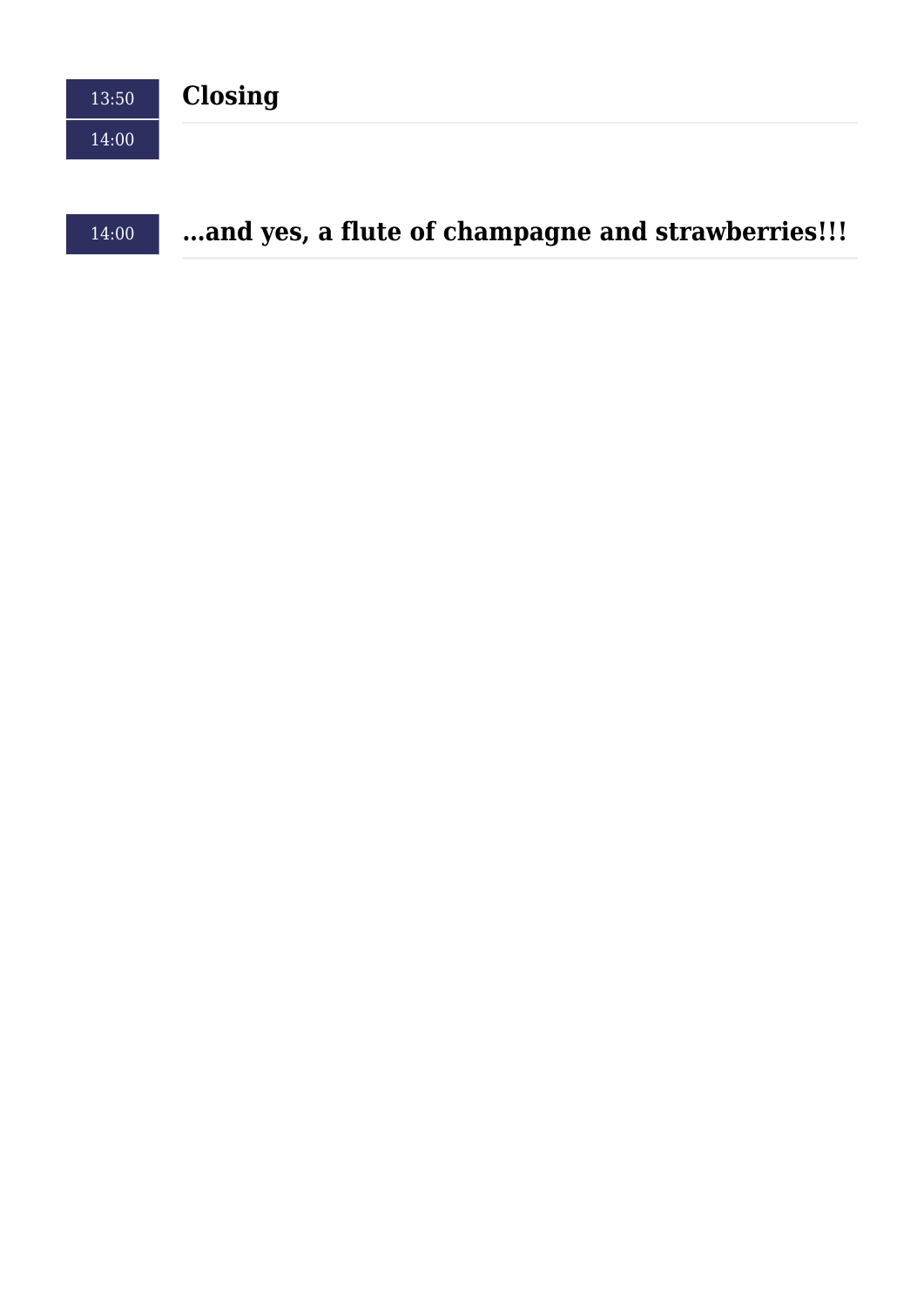13:50

14:00

## Closing

14:00

## ...and yes, a flute of champagne and strawberries!!!